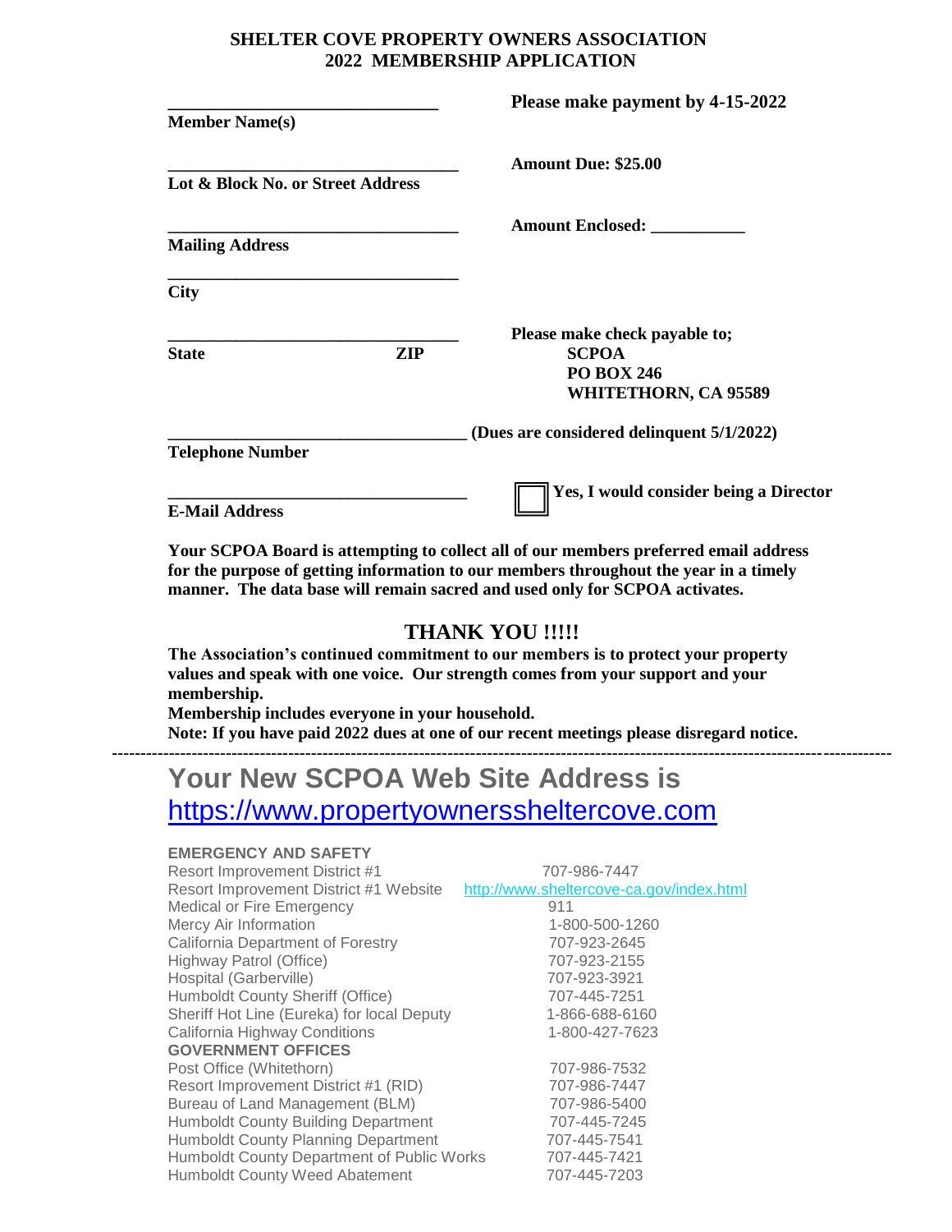# SHELTER COVE PROPERTY OWNERS ASSOCIATION
## 2022 MEMBERSHIP APPLICATION

**Please make payment by 4-15-2022**

_______________________________
**Member Name(s)**

**Amount Due: $25.00**

_________________________________
**Lot & Block No. or Street Address**

**Amount Enclosed:** ___________

_________________________________
**Mailing Address**

_________________________________
**City**

_________________________________
**State** **ZIP**

**Please make check payable to;**
**SCPOA**
**PO BOX 246**
**WHITETHORN, CA 95589**

__________________________________ **(Dues are considered delinquent 5/1/2022)**
**Telephone Number**

__________________________________
**E-Mail Address**

☐ **Yes, I would consider being a Director**

**Your SCPOA Board is attempting to collect all of our members preferred email address for the purpose of getting information to our members throughout the year in a timely manner. The data base will remain sacred and used only for SCPOA activates.**

## THANK YOU !!!!!

**The Association's continued commitment to our members is to protect your property values and speak with one voice. Our strength comes from your support and your membership.**
**Membership includes everyone in your household.**
**Note: If you have paid 2022 dues at one of our recent meetings please disregard notice.**

---

# Your New SCPOA Web Site Address is https://www.propertyownersheltercove.com

**EMERGENCY AND SAFETY**

| | |
|---|---|
| Resort Improvement District #1 | 707-986-7447 |
| Resort Improvement District #1 Website | http://www.sheltercove-ca.gov/index.html |
| Medical or Fire Emergency | 911 |
| Mercy Air Information | 1-800-500-1260 |
| California Department of Forestry | 707-923-2645 |
| Highway Patrol (Office) | 707-923-2155 |
| Hospital (Garberville) | 707-923-3921 |
| Humboldt County Sheriff (Office) | 707-445-7251 |
| Sheriff Hot Line (Eureka) for local Deputy | 1-866-688-6160 |
| California Highway Conditions | 1-800-427-7623 |

**GOVERNMENT OFFICES**

| | |
|---|---|
| Post Office (Whitethorn) | 707-986-7532 |
| Resort Improvement District #1 (RID) | 707-986-7447 |
| Bureau of Land Management (BLM) | 707-986-5400 |
| Humboldt County Building Department | 707-445-7245 |
| Humboldt County Planning Department | 707-445-7541 |
| Humboldt County Department of Public Works | 707-445-7421 |
| Humboldt County Weed Abatement | 707-445-7203 |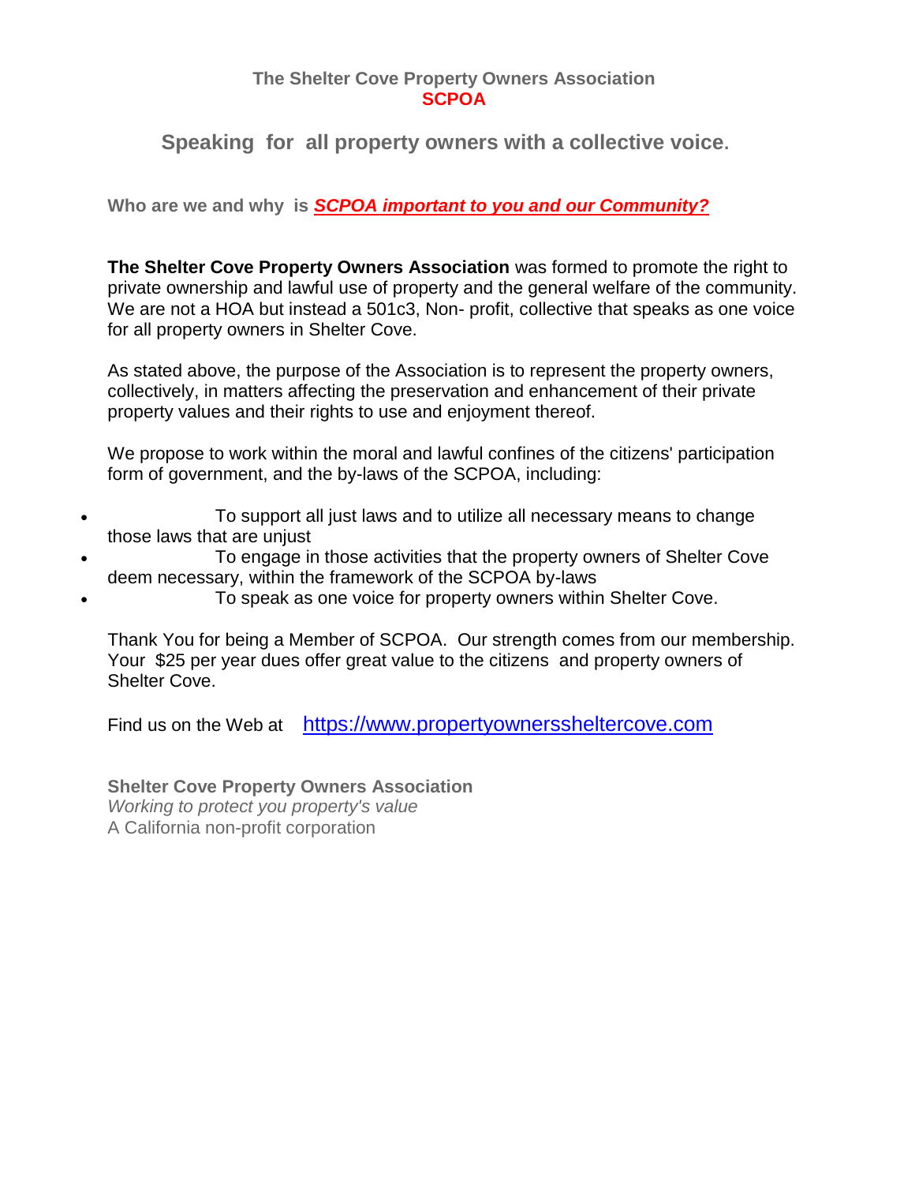**The Shelter Cove Property Owners Association**
**SCPOA**

## Speaking for all property owners with a collective voice.

**Who are we and why is *SCPOA important to you and our Community?***

**The Shelter Cove Property Owners Association** was formed to promote the right to private ownership and lawful use of property and the general welfare of the community. We are not a HOA but instead a 501c3, Non- profit, collective that speaks as one voice for all property owners in Shelter Cove.

As stated above, the purpose of the Association is to represent the property owners, collectively, in matters affecting the preservation and enhancement of their private property values and their rights to use and enjoyment thereof.

We propose to work within the moral and lawful confines of the citizens' participation form of government, and the by-laws of the SCPOA, including:

- To support all just laws and to utilize all necessary means to change those laws that are unjust
- To engage in those activities that the property owners of Shelter Cove deem necessary, within the framework of the SCPOA by-laws
- To speak as one voice for property owners within Shelter Cove.

Thank You for being a Member of SCPOA. Our strength comes from our membership. Your $25 per year dues offer great value to the citizens and property owners of Shelter Cove.

Find us on the Web at https://www.propertyownerssheltercove.com

**Shelter Cove Property Owners Association**
*Working to protect you property's value*
A California non-profit corporation